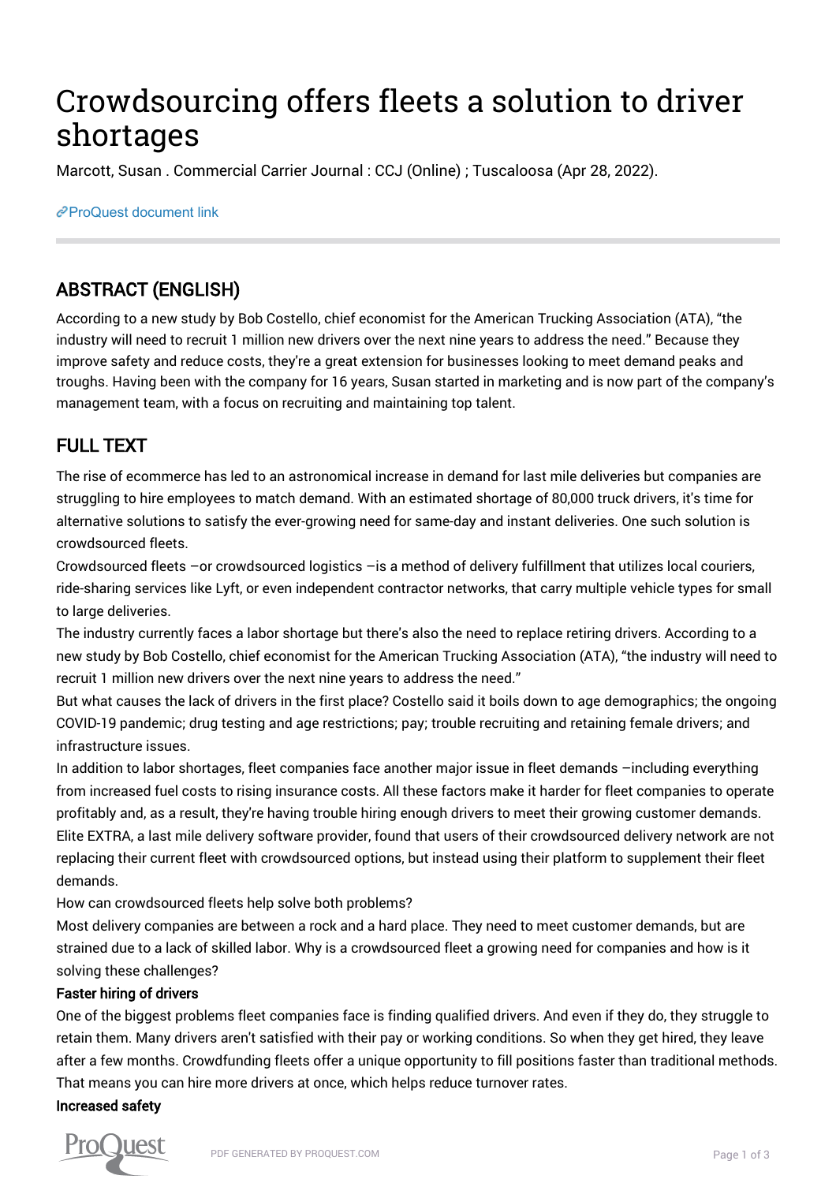# Crowdsourcing offers fleets a solution to driver shortages

Marcott, Susan . Commercial Carrier Journal : CCJ (Online) ; Tuscaloosa (Apr 28, 2022).

ProQuest document link

## ABSTRACT (ENGLISH)

According to a new study by Bob Costello, chief economist for the American Trucking Association (ATA), "the industry will need to recruit 1 million new drivers over the next nine years to address the need." Because they improve safety and reduce costs, they're a great extension for businesses looking to meet demand peaks and troughs. Having been with the company for 16 years, Susan started in marketing and is now part of the company's management team, with a focus on recruiting and maintaining top talent.

## FULL TEXT

The rise of ecommerce has led to an astronomical increase in demand for last mile deliveries but companies are struggling to hire employees to match demand. With an estimated shortage of 80,000 truck drivers, it's time for alternative solutions to satisfy the ever-growing need for same-day and instant deliveries. One such solution is crowdsourced fleets.

Crowdsourced fleets –or crowdsourced logistics –is a method of delivery fulfillment that utilizes local couriers, ride-sharing services like Lyft, or even independent contractor networks, that carry multiple vehicle types for small to large deliveries.

The industry currently faces a labor shortage but there's also the need to replace retiring drivers. According to a new study by Bob Costello, chief economist for the American Trucking Association (ATA), "the industry will need to recruit 1 million new drivers over the next nine years to address the need."

But what causes the lack of drivers in the first place? Costello said it boils down to age demographics; the ongoing COVID-19 pandemic; drug testing and age restrictions; pay; trouble recruiting and retaining female drivers; and infrastructure issues.

In addition to labor shortages, fleet companies face another major issue in fleet demands –including everything from increased fuel costs to rising insurance costs. All these factors make it harder for fleet companies to operate profitably and, as a result, they're having trouble hiring enough drivers to meet their growing customer demands.

Elite EXTRA, a last mile delivery software provider, found that users of their crowdsourced delivery network are not replacing their current fleet with crowdsourced options, but instead using their platform to supplement their fleet demands.

How can crowdsourced fleets help solve both problems?

Most delivery companies are between a rock and a hard place. They need to meet customer demands, but are strained due to a lack of skilled labor. Why is a crowdsourced fleet a growing need for companies and how is it solving these challenges?

**Faster hiring of drivers**

One of the biggest problems fleet companies face is finding qualified drivers. And even if they do, they struggle to retain them. Many drivers aren't satisfied with their pay or working conditions. So when they get hired, they leave after a few months. Crowdfunding fleets offer a unique opportunity to fill positions faster than traditional methods. That means you can hire more drivers at once, which helps reduce turnover rates.

**Increased safety**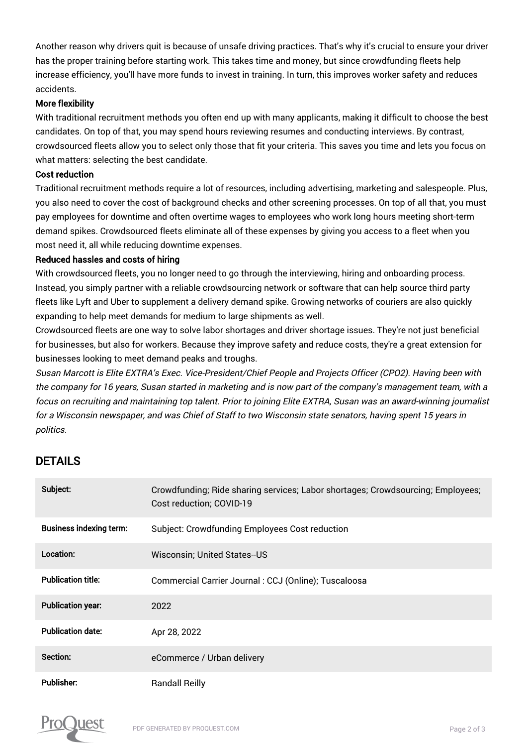Another reason why drivers quit is because of unsafe driving practices. That's why it's crucial to ensure your driver has the proper training before starting work. This takes time and money, but since crowdfunding fleets help increase efficiency, you'll have more funds to invest in training. In turn, this improves worker safety and reduces accidents.

**More flexibility**

With traditional recruitment methods you often end up with many applicants, making it difficult to choose the best candidates. On top of that, you may spend hours reviewing resumes and conducting interviews. By contrast, crowdsourced fleets allow you to select only those that fit your criteria. This saves you time and lets you focus on what matters: selecting the best candidate.

**Cost reduction**

Traditional recruitment methods require a lot of resources, including advertising, marketing and salespeople. Plus, you also need to cover the cost of background checks and other screening processes. On top of all that, you must pay employees for downtime and often overtime wages to employees who work long hours meeting short-term demand spikes. Crowdsourced fleets eliminate all of these expenses by giving you access to a fleet when you most need it, all while reducing downtime expenses.

**Reduced hassles and costs of hiring**

With crowdsourced fleets, you no longer need to go through the interviewing, hiring and onboarding process. Instead, you simply partner with a reliable crowdsourcing network or software that can help source third party fleets like Lyft and Uber to supplement a delivery demand spike. Growing networks of couriers are also quickly expanding to help meet demands for medium to large shipments as well.

Crowdsourced fleets are one way to solve labor shortages and driver shortage issues. They're not just beneficial for businesses, but also for workers. Because they improve safety and reduce costs, they're a great extension for businesses looking to meet demand peaks and troughs.

*Susan Marcott is Elite EXTRA's Exec. Vice-President/Chief People and Projects Officer (CPO2). Having been with the company for 16 years, Susan started in marketing and is now part of the company's management team, with a focus on recruiting and maintaining top talent. Prior to joining Elite EXTRA, Susan was an award-winning journalist for a Wisconsin newspaper, and was Chief of Staff to two Wisconsin state senators, having spent 15 years in politics.*

## DETAILS

| | |
|---|---|
| **Subject:** | Crowdfunding; Ride sharing services; Labor shortages; Crowdsourcing; Employees; Cost reduction; COVID-19 |
| **Business indexing term:** | Subject: Crowdfunding Employees Cost reduction |
| **Location:** | Wisconsin; United States--US |
| **Publication title:** | Commercial Carrier Journal : CCJ (Online); Tuscaloosa |
| **Publication year:** | 2022 |
| **Publication date:** | Apr 28, 2022 |
| **Section:** | eCommerce / Urban delivery |
| **Publisher:** | Randall Reilly |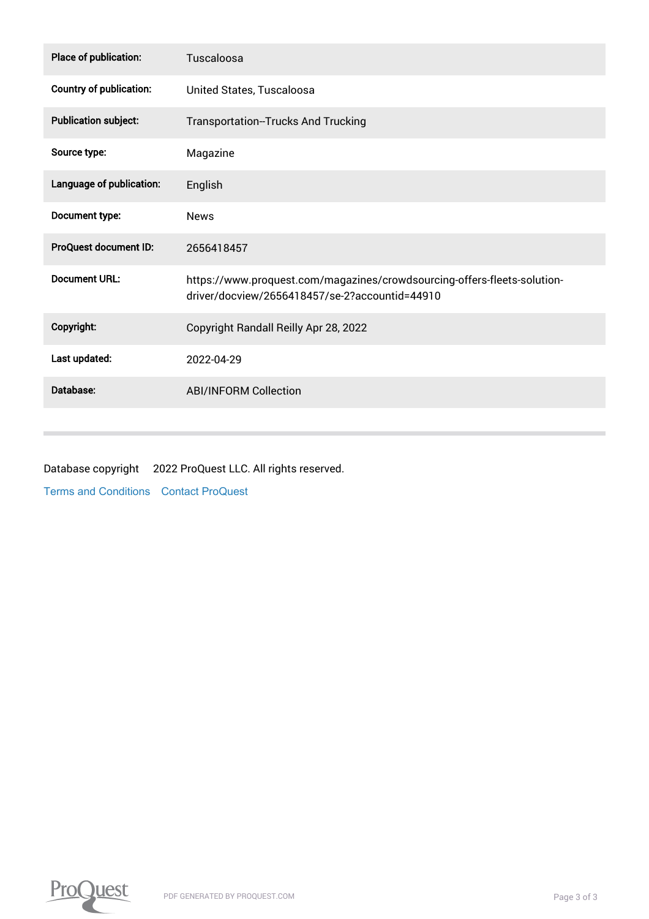| | |
|---|---|
| **Place of publication:** | Tuscaloosa |
| **Country of publication:** | United States, Tuscaloosa |
| **Publication subject:** | Transportation--Trucks And Trucking |
| **Source type:** | Magazine |
| **Language of publication:** | English |
| **Document type:** | News |
| **ProQuest document ID:** | 2656418457 |
| **Document URL:** | https://www.proquest.com/magazines/crowdsourcing-offers-fleets-solution-driver/docview/2656418457/se-2?accountid=44910 |
| **Copyright:** | Copyright Randall Reilly Apr 28, 2022 |
| **Last updated:** | 2022-04-29 |
| **Database:** | ABI/INFORM Collection |

Database copyright 2022 ProQuest LLC. All rights reserved.

Terms and Conditions Contact ProQuest